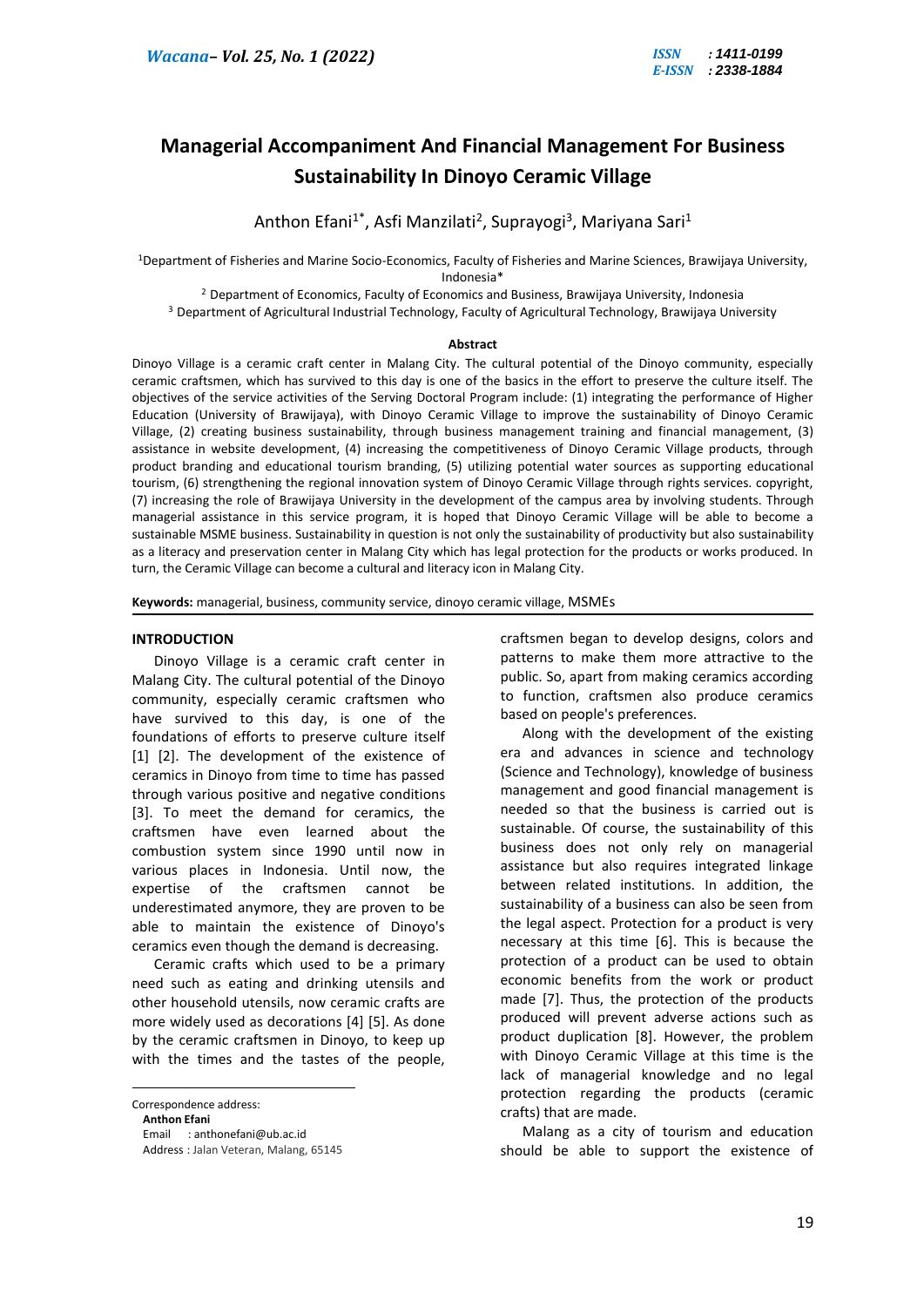# Managerial Accompaniment And Financial Management For Business Sustainability In Dinoyo Ceramic Village

Anthon Efani[1*], Asfi Manzilati[2], Suprayogi[3], Mariyana Sari[1]

[1]Department of Fisheries and Marine Socio-Economics, Faculty of Fisheries and Marine Sciences, Brawijaya University, Indonesia*

[2] Department of Economics, Faculty of Economics and Business, Brawijaya University, Indonesia

[3] Department of Agricultural Industrial Technology, Faculty of Agricultural Technology, Brawijaya University

**Abstract**

Dinoyo Village is a ceramic craft center in Malang City. The cultural potential of the Dinoyo community, especially ceramic craftsmen, which has survived to this day is one of the basics in the effort to preserve the culture itself. The objectives of the service activities of the Serving Doctoral Program include: (1) integrating the performance of Higher Education (University of Brawijaya), with Dinoyo Ceramic Village to improve the sustainability of Dinoyo Ceramic Village, (2) creating business sustainability, through business management training and financial management, (3) assistance in website development, (4) increasing the competitiveness of Dinoyo Ceramic Village products, through product branding and educational tourism branding, (5) utilizing potential water sources as supporting educational tourism, (6) strengthening the regional innovation system of Dinoyo Ceramic Village through rights services. copyright, (7) increasing the role of Brawijaya University in the development of the campus area by involving students. Through managerial assistance in this service program, it is hoped that Dinoyo Ceramic Village will be able to become a sustainable MSME business. Sustainability in question is not only the sustainability of productivity but also sustainability as a literacy and preservation center in Malang City which has legal protection for the products or works produced. In turn, the Ceramic Village can become a cultural and literacy icon in Malang City.

**Keywords:** managerial, business, community service, dinoyo ceramic village, MSMEs

## INTRODUCTION

Dinoyo Village is a ceramic craft center in Malang City. The cultural potential of the Dinoyo community, especially ceramic craftsmen who have survived to this day, is one of the foundations of efforts to preserve culture itself [1] [2]. The development of the existence of ceramics in Dinoyo from time to time has passed through various positive and negative conditions [3]. To meet the demand for ceramics, the craftsmen have even learned about the combustion system since 1990 until now in various places in Indonesia. Until now, the expertise of the craftsmen cannot be underestimated anymore, they are proven to be able to maintain the existence of Dinoyo's ceramics even though the demand is decreasing.

Ceramic crafts which used to be a primary need such as eating and drinking utensils and other household utensils, now ceramic crafts are more widely used as decorations [4] [5]. As done by the ceramic craftsmen in Dinoyo, to keep up with the times and the tastes of the people, craftsmen began to develop designs, colors and patterns to make them more attractive to the public. So, apart from making ceramics according to function, craftsmen also produce ceramics based on people's preferences.

Along with the development of the existing era and advances in science and technology (Science and Technology), knowledge of business management and good financial management is needed so that the business is carried out is sustainable. Of course, the sustainability of this business does not only rely on managerial assistance but also requires integrated linkage between related institutions. In addition, the sustainability of a business can also be seen from the legal aspect. Protection for a product is very necessary at this time [6]. This is because the protection of a product can be used to obtain economic benefits from the work or product made [7]. Thus, the protection of the products produced will prevent adverse actions such as product duplication [8]. However, the problem with Dinoyo Ceramic Village at this time is the lack of managerial knowledge and no legal protection regarding the products (ceramic crafts) that are made.

Malang as a city of tourism and education should be able to support the existence of

---

Correspondence address:
**Anthon Efani**
Email : anthonefani@ub.ac.id
Address : Jalan Veteran, Malang, 65145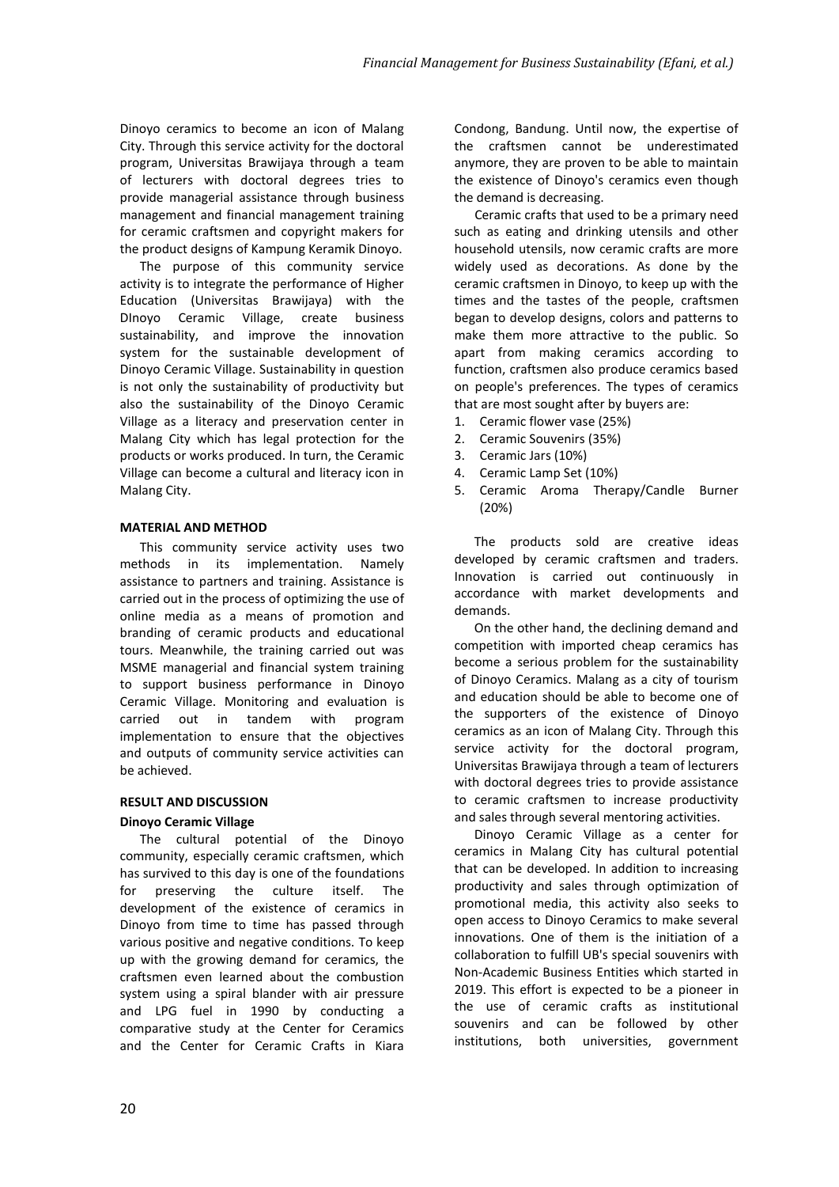Dinoyo ceramics to become an icon of Malang City. Through this service activity for the doctoral program, Universitas Brawijaya through a team of lecturers with doctoral degrees tries to provide managerial assistance through business management and financial management training for ceramic craftsmen and copyright makers for the product designs of Kampung Keramik Dinoyo.

The purpose of this community service activity is to integrate the performance of Higher Education (Universitas Brawijaya) with the DInoyo Ceramic Village, create business sustainability, and improve the innovation system for the sustainable development of Dinoyo Ceramic Village. Sustainability in question is not only the sustainability of productivity but also the sustainability of the Dinoyo Ceramic Village as a literacy and preservation center in Malang City which has legal protection for the products or works produced. In turn, the Ceramic Village can become a cultural and literacy icon in Malang City.

## MATERIAL AND METHOD

This community service activity uses two methods in its implementation. Namely assistance to partners and training. Assistance is carried out in the process of optimizing the use of online media as a means of promotion and branding of ceramic products and educational tours. Meanwhile, the training carried out was MSME managerial and financial system training to support business performance in Dinoyo Ceramic Village. Monitoring and evaluation is carried out in tandem with program implementation to ensure that the objectives and outputs of community service activities can be achieved.

## RESULT AND DISCUSSION

### Dinoyo Ceramic Village

The cultural potential of the Dinoyo community, especially ceramic craftsmen, which has survived to this day is one of the foundations for preserving the culture itself. The development of the existence of ceramics in Dinoyo from time to time has passed through various positive and negative conditions. To keep up with the growing demand for ceramics, the craftsmen even learned about the combustion system using a spiral blander with air pressure and LPG fuel in 1990 by conducting a comparative study at the Center for Ceramics and the Center for Ceramic Crafts in Kiara Condong, Bandung. Until now, the expertise of the craftsmen cannot be underestimated anymore, they are proven to be able to maintain the existence of Dinoyo's ceramics even though the demand is decreasing.

Ceramic crafts that used to be a primary need such as eating and drinking utensils and other household utensils, now ceramic crafts are more widely used as decorations. As done by the ceramic craftsmen in Dinoyo, to keep up with the times and the tastes of the people, craftsmen began to develop designs, colors and patterns to make them more attractive to the public. So apart from making ceramics according to function, craftsmen also produce ceramics based on people's preferences. The types of ceramics that are most sought after by buyers are:

1. Ceramic flower vase (25%)
2. Ceramic Souvenirs (35%)
3. Ceramic Jars (10%)
4. Ceramic Lamp Set (10%)
5. Ceramic Aroma Therapy/Candle Burner (20%)

The products sold are creative ideas developed by ceramic craftsmen and traders. Innovation is carried out continuously in accordance with market developments and demands.

On the other hand, the declining demand and competition with imported cheap ceramics has become a serious problem for the sustainability of Dinoyo Ceramics. Malang as a city of tourism and education should be able to become one of the supporters of the existence of Dinoyo ceramics as an icon of Malang City. Through this service activity for the doctoral program, Universitas Brawijaya through a team of lecturers with doctoral degrees tries to provide assistance to ceramic craftsmen to increase productivity and sales through several mentoring activities.

Dinoyo Ceramic Village as a center for ceramics in Malang City has cultural potential that can be developed. In addition to increasing productivity and sales through optimization of promotional media, this activity also seeks to open access to Dinoyo Ceramics to make several innovations. One of them is the initiation of a collaboration to fulfill UB's special souvenirs with Non-Academic Business Entities which started in 2019. This effort is expected to be a pioneer in the use of ceramic crafts as institutional souvenirs and can be followed by other institutions, both universities, government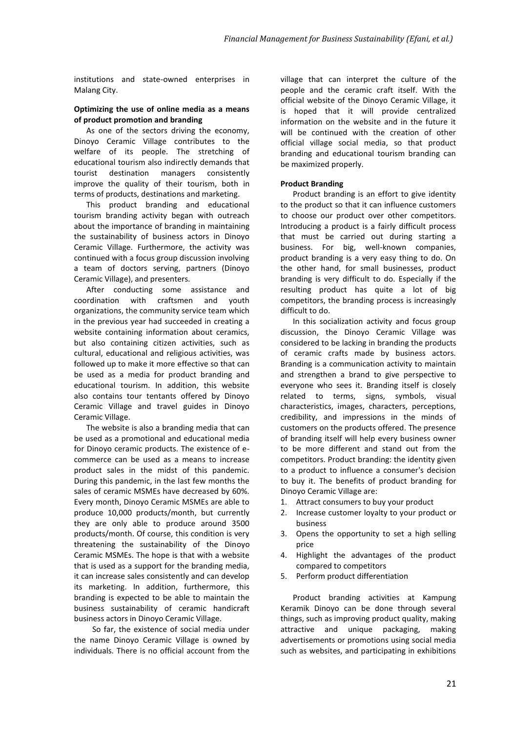institutions and state-owned enterprises in Malang City.

**Optimizing the use of online media as a means of product promotion and branding**

As one of the sectors driving the economy, Dinoyo Ceramic Village contributes to the welfare of its people. The stretching of educational tourism also indirectly demands that tourist destination managers consistently improve the quality of their tourism, both in terms of products, destinations and marketing.

This product branding and educational tourism branding activity began with outreach about the importance of branding in maintaining the sustainability of business actors in Dinoyo Ceramic Village. Furthermore, the activity was continued with a focus group discussion involving a team of doctors serving, partners (Dinoyo Ceramic Village), and presenters.

After conducting some assistance and coordination with craftsmen and youth organizations, the community service team which in the previous year had succeeded in creating a website containing information about ceramics, but also containing citizen activities, such as cultural, educational and religious activities, was followed up to make it more effective so that can be used as a media for product branding and educational tourism. In addition, this website also contains tour tentants offered by Dinoyo Ceramic Village and travel guides in Dinoyo Ceramic Village.

The website is also a branding media that can be used as a promotional and educational media for Dinoyo ceramic products. The existence of e-commerce can be used as a means to increase product sales in the midst of this pandemic. During this pandemic, in the last few months the sales of ceramic MSMEs have decreased by 60%. Every month, Dinoyo Ceramic MSMEs are able to produce 10,000 products/month, but currently they are only able to produce around 3500 products/month. Of course, this condition is very threatening the sustainability of the Dinoyo Ceramic MSMEs. The hope is that with a website that is used as a support for the branding media, it can increase sales consistently and can develop its marketing. In addition, furthermore, this branding is expected to be able to maintain the business sustainability of ceramic handicraft business actors in Dinoyo Ceramic Village.

So far, the existence of social media under the name Dinoyo Ceramic Village is owned by individuals. There is no official account from the village that can interpret the culture of the people and the ceramic craft itself. With the official website of the Dinoyo Ceramic Village, it is hoped that it will provide centralized information on the website and in the future it will be continued with the creation of other official village social media, so that product branding and educational tourism branding can be maximized properly.

**Product Branding**

Product branding is an effort to give identity to the product so that it can influence customers to choose our product over other competitors. Introducing a product is a fairly difficult process that must be carried out during starting a business. For big, well-known companies, product branding is a very easy thing to do. On the other hand, for small businesses, product branding is very difficult to do. Especially if the resulting product has quite a lot of big competitors, the branding process is increasingly difficult to do.

In this socialization activity and focus group discussion, the Dinoyo Ceramic Village was considered to be lacking in branding the products of ceramic crafts made by business actors. Branding is a communication activity to maintain and strengthen a brand to give perspective to everyone who sees it. Branding itself is closely related to terms, signs, symbols, visual characteristics, images, characters, perceptions, credibility, and impressions in the minds of customers on the products offered. The presence of branding itself will help every business owner to be more different and stand out from the competitors. Product branding: the identity given to a product to influence a consumer's decision to buy it. The benefits of product branding for Dinoyo Ceramic Village are:

1. Attract consumers to buy your product
2. Increase customer loyalty to your product or business
3. Opens the opportunity to set a high selling price
4. Highlight the advantages of the product compared to competitors
5. Perform product differentiation

Product branding activities at Kampung Keramik Dinoyo can be done through several things, such as improving product quality, making attractive and unique packaging, making advertisements or promotions using social media such as websites, and participating in exhibitions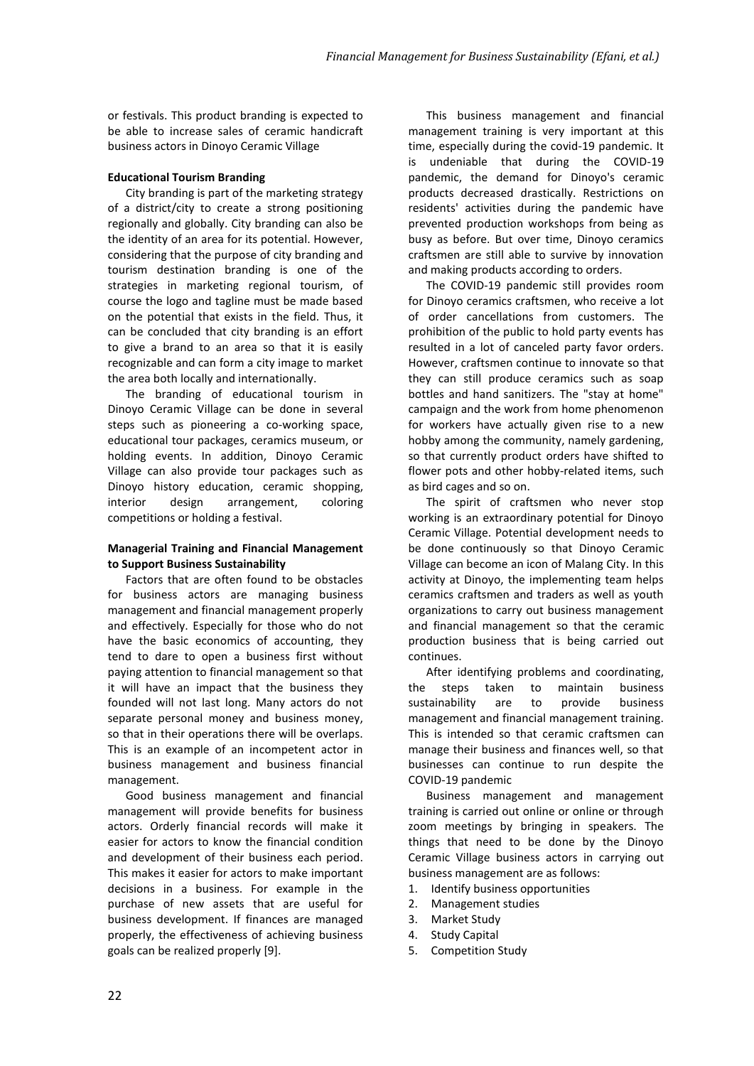or festivals. This product branding is expected to be able to increase sales of ceramic handicraft business actors in Dinoyo Ceramic Village

**Educational Tourism Branding**

City branding is part of the marketing strategy of a district/city to create a strong positioning regionally and globally. City branding can also be the identity of an area for its potential. However, considering that the purpose of city branding and tourism destination branding is one of the strategies in marketing regional tourism, of course the logo and tagline must be made based on the potential that exists in the field. Thus, it can be concluded that city branding is an effort to give a brand to an area so that it is easily recognizable and can form a city image to market the area both locally and internationally.

The branding of educational tourism in Dinoyo Ceramic Village can be done in several steps such as pioneering a co-working space, educational tour packages, ceramics museum, or holding events. In addition, Dinoyo Ceramic Village can also provide tour packages such as Dinoyo history education, ceramic shopping, interior design arrangement, coloring competitions or holding a festival.

**Managerial Training and Financial Management to Support Business Sustainability**

Factors that are often found to be obstacles for business actors are managing business management and financial management properly and effectively. Especially for those who do not have the basic economics of accounting, they tend to dare to open a business first without paying attention to financial management so that it will have an impact that the business they founded will not last long. Many actors do not separate personal money and business money, so that in their operations there will be overlaps. This is an example of an incompetent actor in business management and business financial management.

Good business management and financial management will provide benefits for business actors. Orderly financial records will make it easier for actors to know the financial condition and development of their business each period. This makes it easier for actors to make important decisions in a business. For example in the purchase of new assets that are useful for business development. If finances are managed properly, the effectiveness of achieving business goals can be realized properly [9].

This business management and financial management training is very important at this time, especially during the covid-19 pandemic. It is undeniable that during the COVID-19 pandemic, the demand for Dinoyo's ceramic products decreased drastically. Restrictions on residents' activities during the pandemic have prevented production workshops from being as busy as before. But over time, Dinoyo ceramics craftsmen are still able to survive by innovation and making products according to orders.

The COVID-19 pandemic still provides room for Dinoyo ceramics craftsmen, who receive a lot of order cancellations from customers. The prohibition of the public to hold party events has resulted in a lot of canceled party favor orders. However, craftsmen continue to innovate so that they can still produce ceramics such as soap bottles and hand sanitizers. The "stay at home" campaign and the work from home phenomenon for workers have actually given rise to a new hobby among the community, namely gardening, so that currently product orders have shifted to flower pots and other hobby-related items, such as bird cages and so on.

The spirit of craftsmen who never stop working is an extraordinary potential for Dinoyo Ceramic Village. Potential development needs to be done continuously so that Dinoyo Ceramic Village can become an icon of Malang City. In this activity at Dinoyo, the implementing team helps ceramics craftsmen and traders as well as youth organizations to carry out business management and financial management so that the ceramic production business that is being carried out continues.

After identifying problems and coordinating, the steps taken to maintain business sustainability are to provide business management and financial management training. This is intended so that ceramic craftsmen can manage their business and finances well, so that businesses can continue to run despite the COVID-19 pandemic

Business management and management training is carried out online or online or through zoom meetings by bringing in speakers. The things that need to be done by the Dinoyo Ceramic Village business actors in carrying out business management are as follows:

1. Identify business opportunities
2. Management studies
3. Market Study
4. Study Capital
5. Competition Study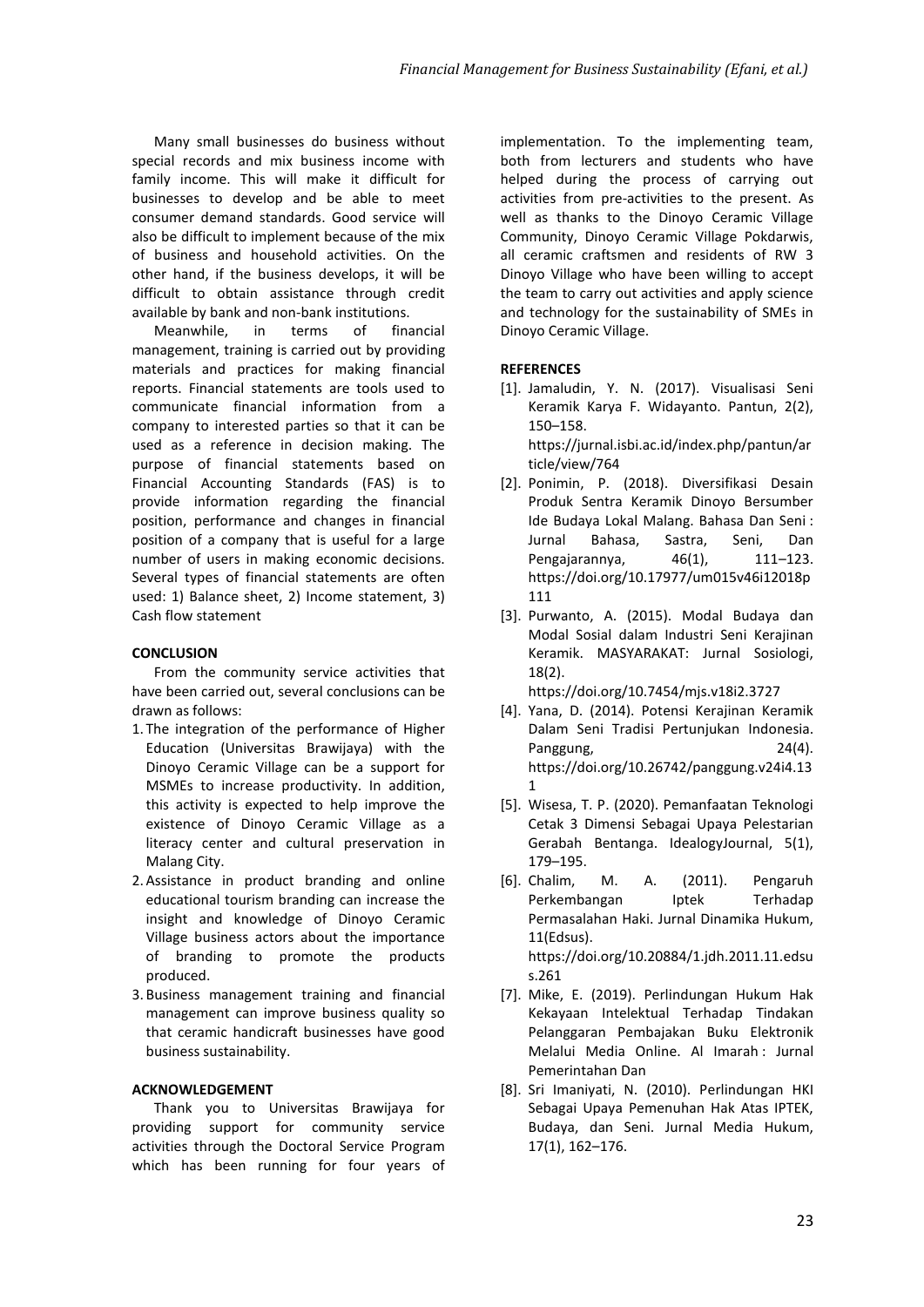Many small businesses do business without special records and mix business income with family income. This will make it difficult for businesses to develop and be able to meet consumer demand standards. Good service will also be difficult to implement because of the mix of business and household activities. On the other hand, if the business develops, it will be difficult to obtain assistance through credit available by bank and non-bank institutions.

Meanwhile, in terms of financial management, training is carried out by providing materials and practices for making financial reports. Financial statements are tools used to communicate financial information from a company to interested parties so that it can be used as a reference in decision making. The purpose of financial statements based on Financial Accounting Standards (FAS) is to provide information regarding the financial position, performance and changes in financial position of a company that is useful for a large number of users in making economic decisions. Several types of financial statements are often used: 1) Balance sheet, 2) Income statement, 3) Cash flow statement

**CONCLUSION**

From the community service activities that have been carried out, several conclusions can be drawn as follows:

1. The integration of the performance of Higher Education (Universitas Brawijaya) with the Dinoyo Ceramic Village can be a support for MSMEs to increase productivity. In addition, this activity is expected to help improve the existence of Dinoyo Ceramic Village as a literacy center and cultural preservation in Malang City.
2. Assistance in product branding and online educational tourism branding can increase the insight and knowledge of Dinoyo Ceramic Village business actors about the importance of branding to promote the products produced.
3. Business management training and financial management can improve business quality so that ceramic handicraft businesses have good business sustainability.

**ACKNOWLEDGEMENT**

Thank you to Universitas Brawijaya for providing support for community service activities through the Doctoral Service Program which has been running for four years of implementation. To the implementing team, both from lecturers and students who have helped during the process of carrying out activities from pre-activities to the present. As well as thanks to the Dinoyo Ceramic Village Community, Dinoyo Ceramic Village Pokdarwis, all ceramic craftsmen and residents of RW 3 Dinoyo Village who have been willing to accept the team to carry out activities and apply science and technology for the sustainability of SMEs in Dinoyo Ceramic Village.

**REFERENCES**

[1]. Jamaludin, Y. N. (2017). Visualisasi Seni Keramik Karya F. Widayanto. Pantun, 2(2), 150–158. https://jurnal.isbi.ac.id/index.php/pantun/article/view/764

[2]. Ponimin, P. (2018). Diversifikasi Desain Produk Sentra Keramik Dinoyo Bersumber Ide Budaya Lokal Malang. Bahasa Dan Seni : Jurnal Bahasa, Sastra, Seni, Dan Pengajarannya, 46(1), 111–123. https://doi.org/10.17977/um015v46i12018p111

[3]. Purwanto, A. (2015). Modal Budaya dan Modal Sosial dalam Industri Seni Kerajinan Keramik. MASYARAKAT: Jurnal Sosiologi, 18(2). https://doi.org/10.7454/mjs.v18i2.3727

[4]. Yana, D. (2014). Potensi Kerajinan Keramik Dalam Seni Tradisi Pertunjukan Indonesia. Panggung, 24(4). https://doi.org/10.26742/panggung.v24i4.131

[5]. Wisesa, T. P. (2020). Pemanfaatan Teknologi Cetak 3 Dimensi Sebagai Upaya Pelestarian Gerabah Bentanga. IdealogyJournal, 5(1), 179–195.

[6]. Chalim, M. A. (2011). Pengaruh Perkembangan Iptek Terhadap Permasalahan Haki. Jurnal Dinamika Hukum, 11(Edsus). https://doi.org/10.20884/1.jdh.2011.11.edsus.261

[7]. Mike, E. (2019). Perlindungan Hukum Hak Kekayaan Intelektual Terhadap Tindakan Pelanggaran Pembajakan Buku Elektronik Melalui Media Online. Al Imarah : Jurnal Pemerintahan Dan

[8]. Sri Imaniyati, N. (2010). Perlindungan HKI Sebagai Upaya Pemenuhan Hak Atas IPTEK, Budaya, dan Seni. Jurnal Media Hukum, 17(1), 162–176.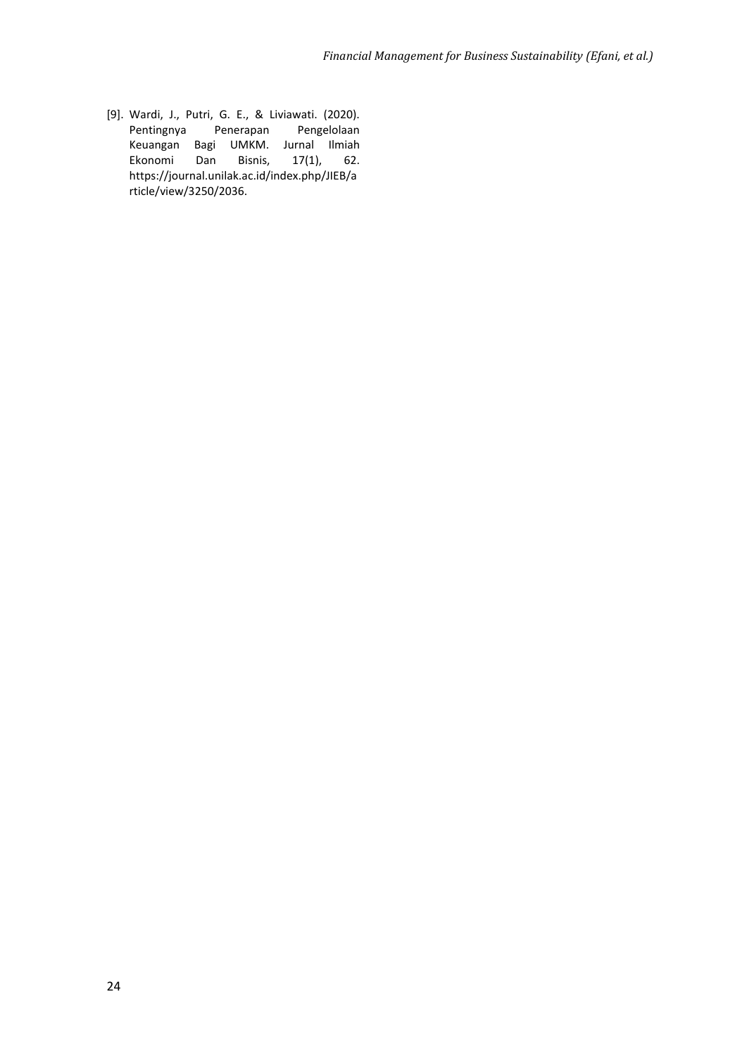[9]. Wardi, J., Putri, G. E., & Liviawati. (2020). Pentingnya Penerapan Pengelolaan Keuangan Bagi UMKM. Jurnal Ilmiah Ekonomi Dan Bisnis, 17(1), 62. https://journal.unilak.ac.id/index.php/JIEB/article/view/3250/2036.